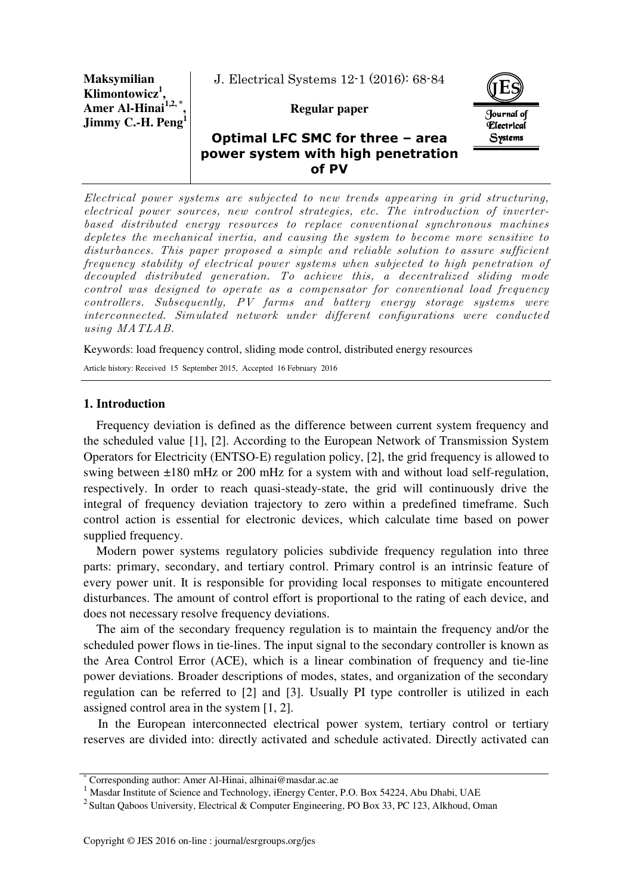**Maksymilian Klimontowicz[1], Amer Al-Hinai[1,2,*], Jimmy C.-H. Peng[1]**

J. Electrical Systems 12-1 (2016): 68-84

**Regular paper**

# Optimal LFC SMC for three – area power system with high penetration of PV

*Electrical power systems are subjected to new trends appearing in grid structuring, electrical power sources, new control strategies, etc. The introduction of inverter-based distributed energy resources to replace conventional synchronous machines depletes the mechanical inertia, and causing the system to become more sensitive to disturbances. This paper proposed a simple and reliable solution to assure sufficient frequency stability of electrical power systems when subjected to high penetration of decoupled distributed generation. To achieve this, a decentralized sliding mode control was designed to operate as a compensator for conventional load frequency controllers. Subsequently, PV farms and battery energy storage systems were interconnected. Simulated network under different configurations were conducted using MATLAB.*

Keywords: load frequency control, sliding mode control, distributed energy resources

Article history: Received 15 September 2015, Accepted 16 February 2016

## 1. Introduction

Frequency deviation is defined as the difference between current system frequency and the scheduled value [1], [2]. According to the European Network of Transmission System Operators for Electricity (ENTSO-E) regulation policy, [2], the grid frequency is allowed to swing between ±180 mHz or 200 mHz for a system with and without load self-regulation, respectively. In order to reach quasi-steady-state, the grid will continuously drive the integral of frequency deviation trajectory to zero within a predefined timeframe. Such control action is essential for electronic devices, which calculate time based on power supplied frequency.

Modern power systems regulatory policies subdivide frequency regulation into three parts: primary, secondary, and tertiary control. Primary control is an intrinsic feature of every power unit. It is responsible for providing local responses to mitigate encountered disturbances. The amount of control effort is proportional to the rating of each device, and does not necessary resolve frequency deviations.

The aim of the secondary frequency regulation is to maintain the frequency and/or the scheduled power flows in tie-lines. The input signal to the secondary controller is known as the Area Control Error (ACE), which is a linear combination of frequency and tie-line power deviations. Broader descriptions of modes, states, and organization of the secondary regulation can be referred to [2] and [3]. Usually PI type controller is utilized in each assigned control area in the system [1, 2].

In the European interconnected electrical power system, tertiary control or tertiary reserves are divided into: directly activated and schedule activated. Directly activated can

[*] Corresponding author: Amer Al-Hinai, alhinai@masdar.ac.ae

[1] Masdar Institute of Science and Technology, iEnergy Center, P.O. Box 54224, Abu Dhabi, UAE

[2] Sultan Qaboos University, Electrical & Computer Engineering, PO Box 33, PC 123, Alkhoud, Oman

Copyright © JES 2016 on-line : journal/esrgroups.org/jes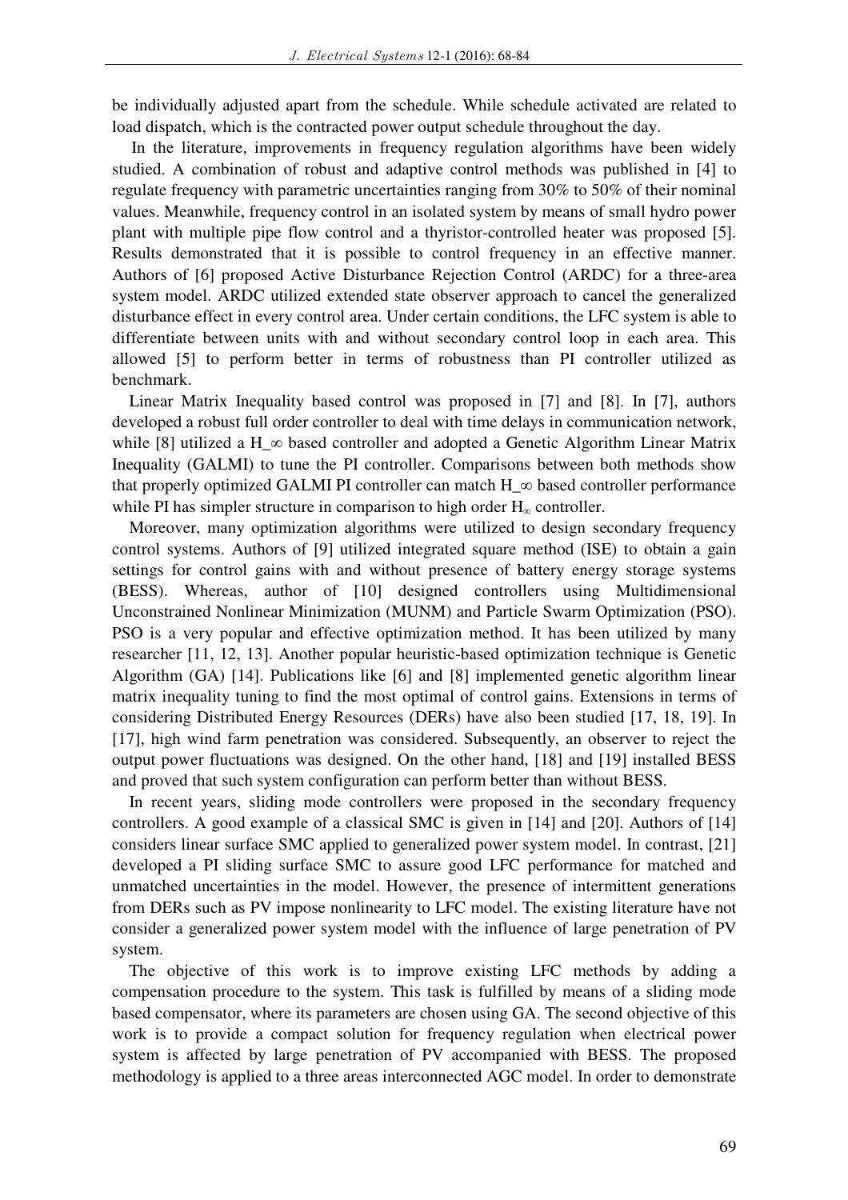be individually adjusted apart from the schedule. While schedule activated are related to load dispatch, which is the contracted power output schedule throughout the day.

In the literature, improvements in frequency regulation algorithms have been widely studied. A combination of robust and adaptive control methods was published in [4] to regulate frequency with parametric uncertainties ranging from 30% to 50% of their nominal values. Meanwhile, frequency control in an isolated system by means of small hydro power plant with multiple pipe flow control and a thyristor-controlled heater was proposed [5]. Results demonstrated that it is possible to control frequency in an effective manner. Authors of [6] proposed Active Disturbance Rejection Control (ARDC) for a three-area system model. ARDC utilized extended state observer approach to cancel the generalized disturbance effect in every control area. Under certain conditions, the LFC system is able to differentiate between units with and without secondary control loop in each area. This allowed [5] to perform better in terms of robustness than PI controller utilized as benchmark.

Linear Matrix Inequality based control was proposed in [7] and [8]. In [7], authors developed a robust full order controller to deal with time delays in communication network, while [8] utilized a H_∞ based controller and adopted a Genetic Algorithm Linear Matrix Inequality (GALMI) to tune the PI controller. Comparisons between both methods show that properly optimized GALMI PI controller can match H_∞ based controller performance while PI has simpler structure in comparison to high order $H_\infty$ controller.

Moreover, many optimization algorithms were utilized to design secondary frequency control systems. Authors of [9] utilized integrated square method (ISE) to obtain a gain settings for control gains with and without presence of battery energy storage systems (BESS). Whereas, author of [10] designed controllers using Multidimensional Unconstrained Nonlinear Minimization (MUNM) and Particle Swarm Optimization (PSO). PSO is a very popular and effective optimization method. It has been utilized by many researcher [11, 12, 13]. Another popular heuristic-based optimization technique is Genetic Algorithm (GA) [14]. Publications like [6] and [8] implemented genetic algorithm linear matrix inequality tuning to find the most optimal of control gains. Extensions in terms of considering Distributed Energy Resources (DERs) have also been studied [17, 18, 19]. In [17], high wind farm penetration was considered. Subsequently, an observer to reject the output power fluctuations was designed. On the other hand, [18] and [19] installed BESS and proved that such system configuration can perform better than without BESS.

In recent years, sliding mode controllers were proposed in the secondary frequency controllers. A good example of a classical SMC is given in [14] and [20]. Authors of [14] considers linear surface SMC applied to generalized power system model. In contrast, [21] developed a PI sliding surface SMC to assure good LFC performance for matched and unmatched uncertainties in the model. However, the presence of intermittent generations from DERs such as PV impose nonlinearity to LFC model. The existing literature have not consider a generalized power system model with the influence of large penetration of PV system.

The objective of this work is to improve existing LFC methods by adding a compensation procedure to the system. This task is fulfilled by means of a sliding mode based compensator, where its parameters are chosen using GA. The second objective of this work is to provide a compact solution for frequency regulation when electrical power system is affected by large penetration of PV accompanied with BESS. The proposed methodology is applied to a three areas interconnected AGC model. In order to demonstrate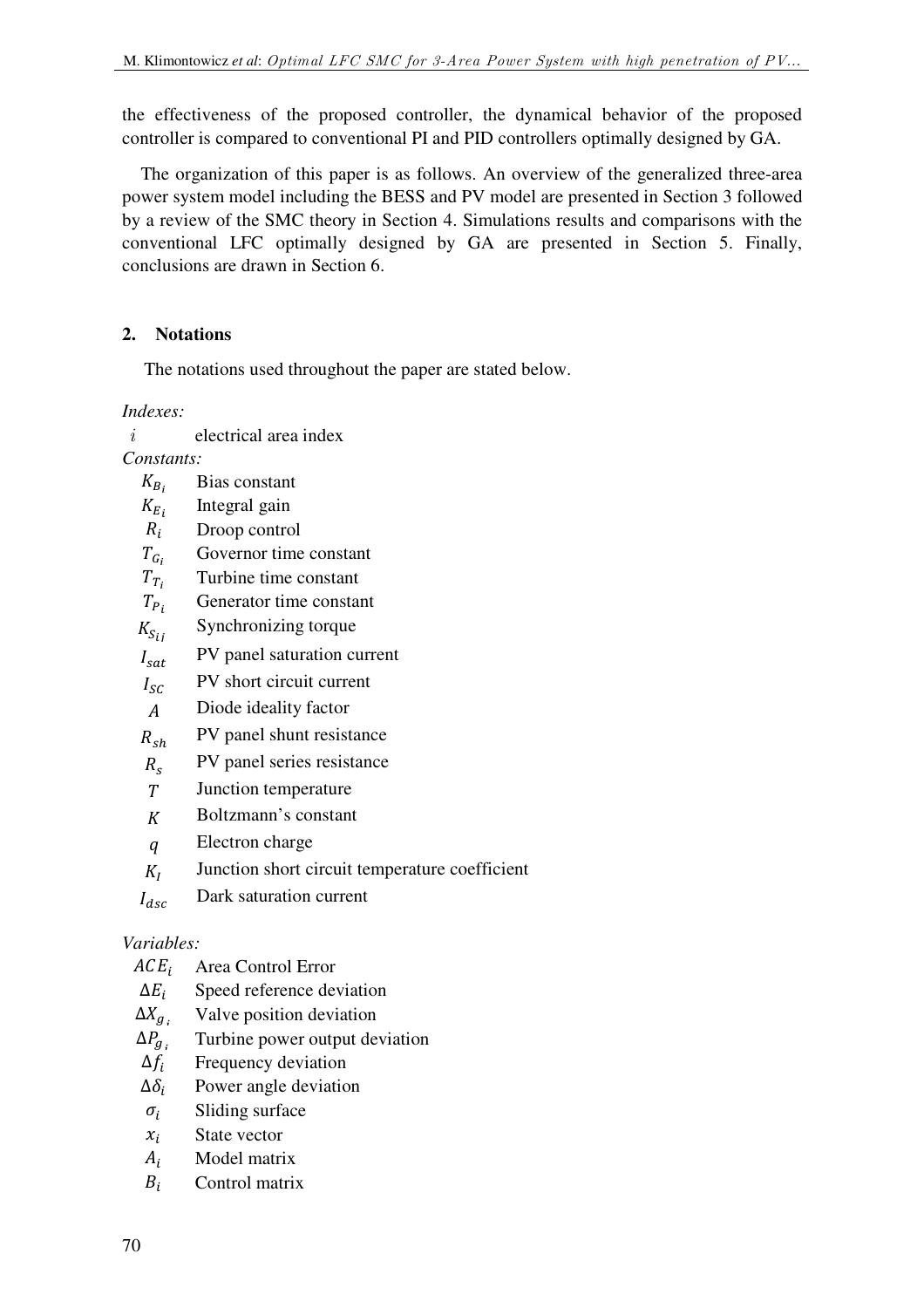the effectiveness of the proposed controller, the dynamical behavior of the proposed controller is compared to conventional PI and PID controllers optimally designed by GA.

The organization of this paper is as follows. An overview of the generalized three-area power system model including the BESS and PV model are presented in Section 3 followed by a review of the SMC theory in Section 4. Simulations results and comparisons with the conventional LFC optimally designed by GA are presented in Section 5. Finally, conclusions are drawn in Section 6.

## 2. Notations

The notations used throughout the paper are stated below.

*Indexes:*

- $i$ electrical area index

*Constants:*

- $K_{B_i}$ Bias constant
- $K_{E_i}$ Integral gain
- $R_i$ Droop control
- $T_{G_i}$ Governor time constant
- $T_{T_i}$ Turbine time constant
- $T_{P_i}$ Generator time constant
- $K_{S_{ij}}$ Synchronizing torque
- $I_{sat}$ PV panel saturation current
- $I_{SC}$ PV short circuit current
- $A$ Diode ideality factor
- $R_{sh}$ PV panel shunt resistance
- $R_s$ PV panel series resistance
- $T$ Junction temperature
- $K$ Boltzmann's constant
- $q$ Electron charge
- $K_I$ Junction short circuit temperature coefficient
- $I_{dsc}$ Dark saturation current

*Variables:*

- $ACE_i$ Area Control Error
- $\Delta E_i$ Speed reference deviation
- $\Delta X_{g_i}$ Valve position deviation
- $\Delta P_{g_i}$ Turbine power output deviation
- $\Delta f_i$ Frequency deviation
- $\Delta \delta_i$ Power angle deviation
- $\sigma_i$ Sliding surface
- $x_i$ State vector
- $A_i$ Model matrix
- $B_i$ Control matrix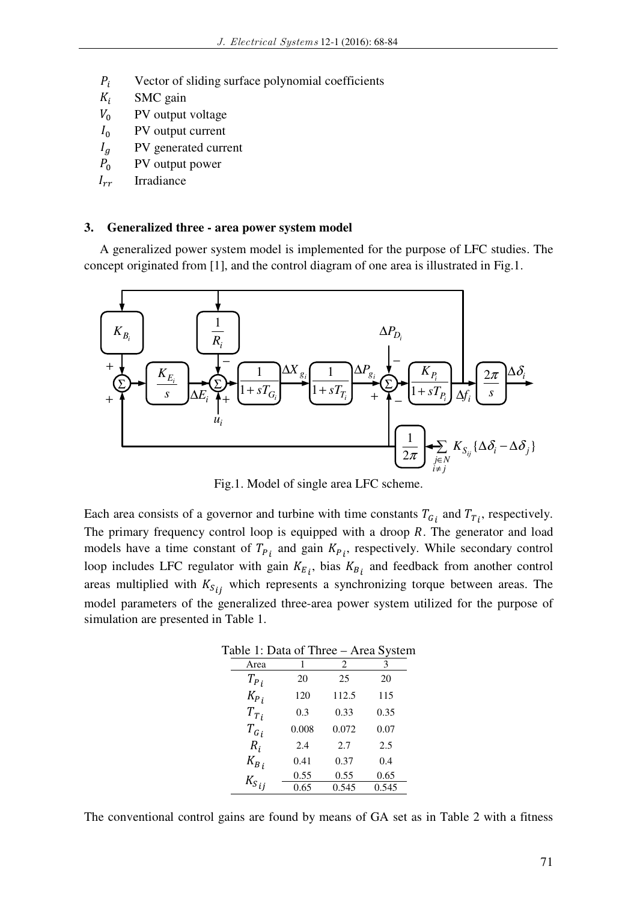$P_i$ Vector of sliding surface polynomial coefficients
$K_i$ SMC gain
$V_0$ PV output voltage
$I_0$ PV output current
$I_g$ PV generated current
$P_0$ PV output power
$I_{rr}$ Irradiance

## 3. Generalized three - area power system model

A generalized power system model is implemented for the purpose of LFC studies. The concept originated from [1], and the control diagram of one area is illustrated in Fig.1.

Fig.1. Model of single area LFC scheme.

Each area consists of a governor and turbine with time constants $T_{G_i}$ and $T_{T_i}$, respectively. The primary frequency control loop is equipped with a droop $R$. The generator and load models have a time constant of $T_{P_i}$ and gain $K_{P_i}$, respectively. While secondary control loop includes LFC regulator with gain $K_{E_i}$, bias $K_{B_i}$ and feedback from another control areas multiplied with $K_{S_{ij}}$ which represents a synchronizing torque between areas. The model parameters of the generalized three-area power system utilized for the purpose of simulation are presented in Table 1.

Table 1: Data of Three – Area System

| Area | 1 | 2 | 3 |
|---|---|---|---|
| $T_{P_i}$ | 20 | 25 | 20 |
| $K_{P_i}$ | 120 | 112.5 | 115 |
| $T_{T_i}$ | 0.3 | 0.33 | 0.35 |
| $T_{G_i}$ | 0.008 | 0.072 | 0.07 |
| $R_i$ | 2.4 | 2.7 | 2.5 |
| $K_{B_i}$ | 0.41 | 0.37 | 0.4 |
| $K_{S_{ij}}$ | 0.55 | 0.55 | 0.65 |
| | 0.65 | 0.545 | 0.545 |

The conventional control gains are found by means of GA set as in Table 2 with a fitness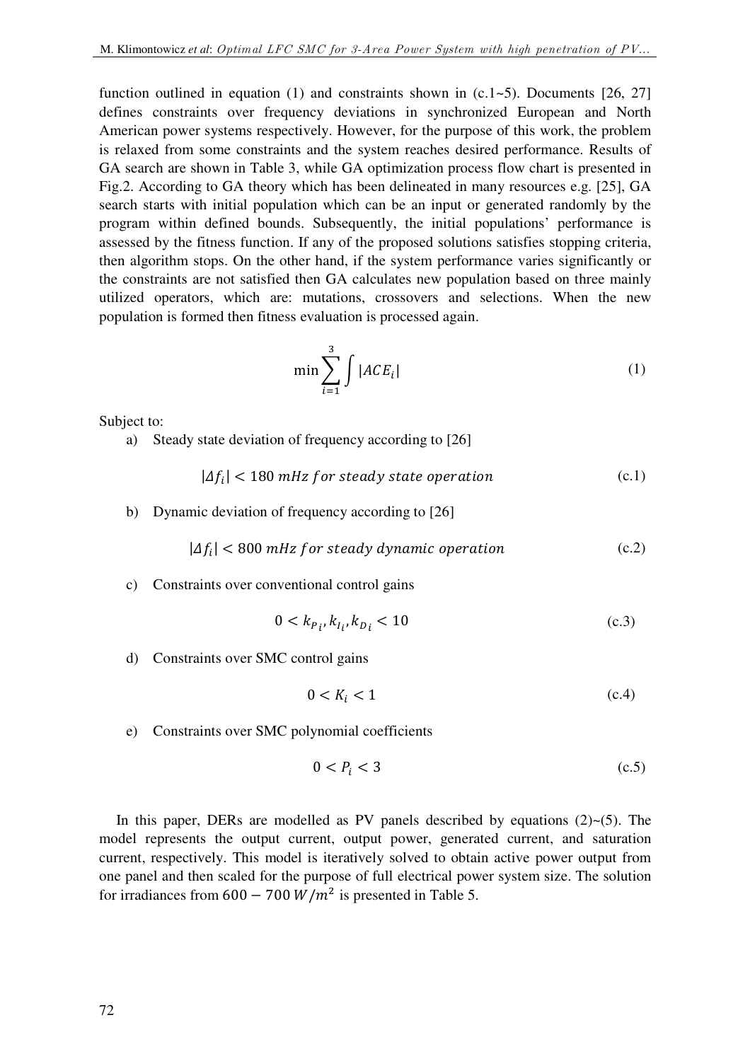function outlined in equation (1) and constraints shown in (c.1~5). Documents [26, 27] defines constraints over frequency deviations in synchronized European and North American power systems respectively. However, for the purpose of this work, the problem is relaxed from some constraints and the system reaches desired performance. Results of GA search are shown in Table 3, while GA optimization process flow chart is presented in Fig.2. According to GA theory which has been delineated in many resources e.g. [25], GA search starts with initial population which can be an input or generated randomly by the program within defined bounds. Subsequently, the initial populations' performance is assessed by the fitness function. If any of the proposed solutions satisfies stopping criteria, then algorithm stops. On the other hand, if the system performance varies significantly or the constraints are not satisfied then GA calculates new population based on three mainly utilized operators, which are: mutations, crossovers and selections. When the new population is formed then fitness evaluation is processed again.

$$\min \sum_{i=1}^{3} \int |ACE_i| \tag{1}$$

Subject to:

a) Steady state deviation of frequency according to [26]

$$|\Delta f_i| < 180 \; mHz \; for \; steady \; state \; operation \tag{c.1}$$

b) Dynamic deviation of frequency according to [26]

$$|\Delta f_i| < 800 \; mHz \; for \; steady \; dynamic \; operation \tag{c.2}$$

c) Constraints over conventional control gains

$$0 < k_{P_i}, k_{I_i}, k_{D_i} < 10 \tag{c.3}$$

d) Constraints over SMC control gains

$$0 < K_i < 1 \tag{c.4}$$

e) Constraints over SMC polynomial coefficients

$$0 < P_i < 3 \tag{c.5}$$

In this paper, DERs are modelled as PV panels described by equations (2)~(5). The model represents the output current, output power, generated current, and saturation current, respectively. This model is iteratively solved to obtain active power output from one panel and then scaled for the purpose of full electrical power system size. The solution for irradiances from $600 - 700 \; W/m^2$ is presented in Table 5.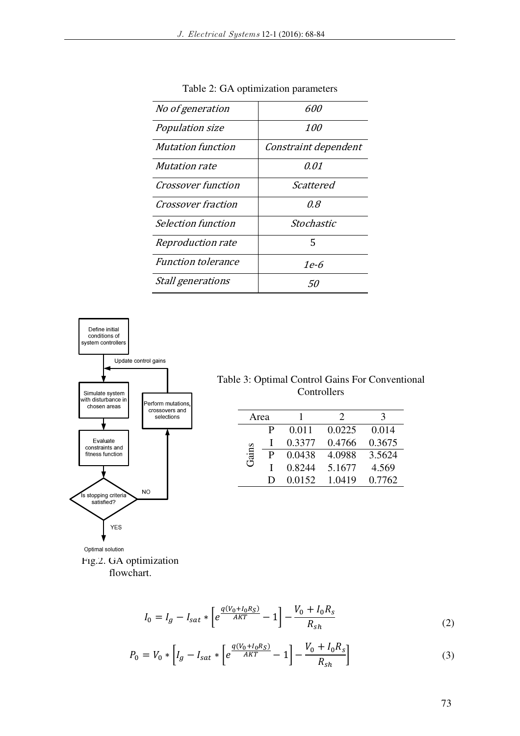Table 2: GA optimization parameters

| | |
|---|---|
| *No of generation* | *600* |
| *Population size* | *100* |
| *Mutation function* | *Constraint dependent* |
| *Mutation rate* | *0.01* |
| *Crossover function* | *Scattered* |
| *Crossover fraction* | *0.8* |
| *Selection function* | *Stochastic* |
| *Reproduction rate* | 5 |
| *Function tolerance* | *1e-6* |
| *Stall generations* | *50* |

Define initial conditions of system controllers → Update control gains → Simulate system with disturbance in chosen areas → Evaluate constraints and fitness function → Is stopping criteria satisfied? NO → Perform mutations, crossovers and selections; YES → Optimal solution

Fig.2. GA optimization flowchart.

Table 3: Optimal Control Gains For Conventional Controllers

| | Area | 1 | 2 | 3 |
|---|---|---|---|---|
| Gains | P | 0.011 | 0.0225 | 0.014 |
| | I | 0.3377 | 0.4766 | 0.3675 |
| | P | 0.0438 | 4.0988 | 3.5624 |
| | I | 0.8244 | 5.1677 | 4.569 |
| | D | 0.0152 | 1.0419 | 0.7762 |

$$I_0 = I_g - I_{sat} * \left[e^{\frac{q(V_0+I_0R_S)}{AKT}} - 1\right] - \frac{V_0 + I_0R_s}{R_{sh}} \tag{2}$$

$$P_0 = V_0 * \left[I_g - I_{sat} * \left[e^{\frac{q(V_0+I_0R_S)}{AKT}} - 1\right] - \frac{V_0 + I_0R_s}{R_{sh}}\right] \tag{3}$$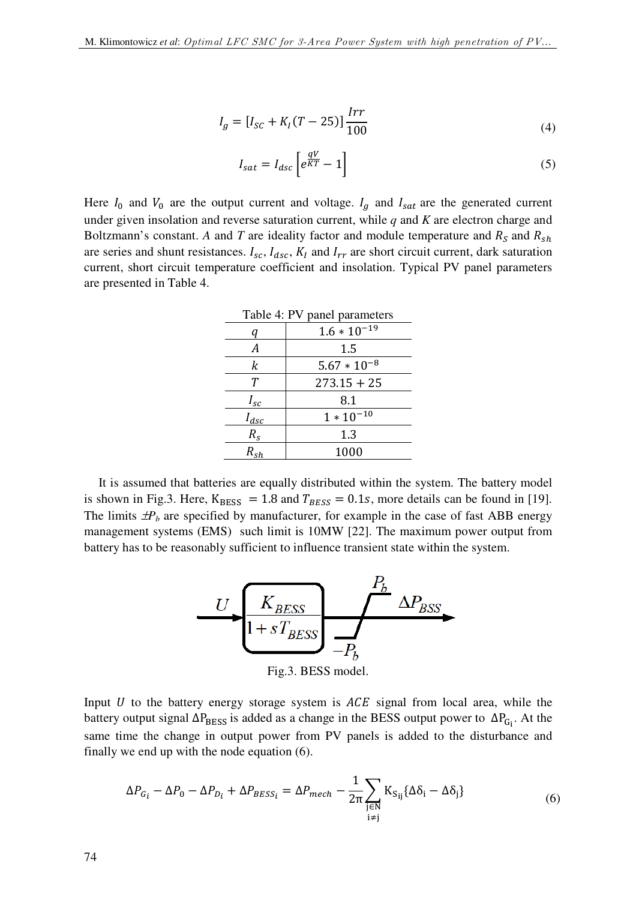$$I_g = [I_{SC} + K_I(T - 25)]\frac{Irr}{100} \tag{4}$$

$$I_{sat} = I_{dsc}\left[e^{\frac{qV}{KT}} - 1\right] \tag{5}$$

Here $I_0$ and $V_0$ are the output current and voltage. $I_g$ and $I_{sat}$ are the generated current under given insolation and reverse saturation current, while $q$ and $K$ are electron charge and Boltzmann's constant. $A$ and $T$ are ideality factor and module temperature and $R_S$ and $R_{sh}$ are series and shunt resistances. $I_{sc}$, $I_{dsc}$, $K_I$ and $I_{rr}$ are short circuit current, dark saturation current, short circuit temperature coefficient and insolation. Typical PV panel parameters are presented in Table 4.

Table 4: PV panel parameters

| | |
|---|---|
| $q$ | $1.6 * 10^{-19}$ |
| $A$ | $1.5$ |
| $k$ | $5.67 * 10^{-8}$ |
| $T$ | $273.15 + 25$ |
| $I_{sc}$ | $8.1$ |
| $I_{dsc}$ | $1 * 10^{-10}$ |
| $R_s$ | $1.3$ |
| $R_{sh}$ | $1000$ |

It is assumed that batteries are equally distributed within the system. The battery model is shown in Fig.3. Here, $K_{BESS} = 1.8$ and $T_{BESS} = 0.1s$, more details can be found in [19]. The limits $\pm P_b$ are specified by manufacturer, for example in the case of fast ABB energy management systems (EMS) such limit is 10MW [22]. The maximum power output from battery has to be reasonably sufficient to influence transient state within the system.

Fig.3. BESS model.

Input $U$ to the battery energy storage system is $ACE$ signal from local area, while the battery output signal $\Delta P_{BESS}$ is added as a change in the BESS output power to $\Delta P_{G_i}$. At the same time the change in output power from PV panels is added to the disturbance and finally we end up with the node equation (6).

$$\Delta P_{G_i} - \Delta P_0 - \Delta P_{D_i} + \Delta P_{BESS_i} = \Delta P_{mech} - \frac{1}{2\pi}\sum_{\substack{j\in N \\ i\neq j}} K_{S_{ij}}\{\Delta\delta_i - \Delta\delta_j\} \tag{6}$$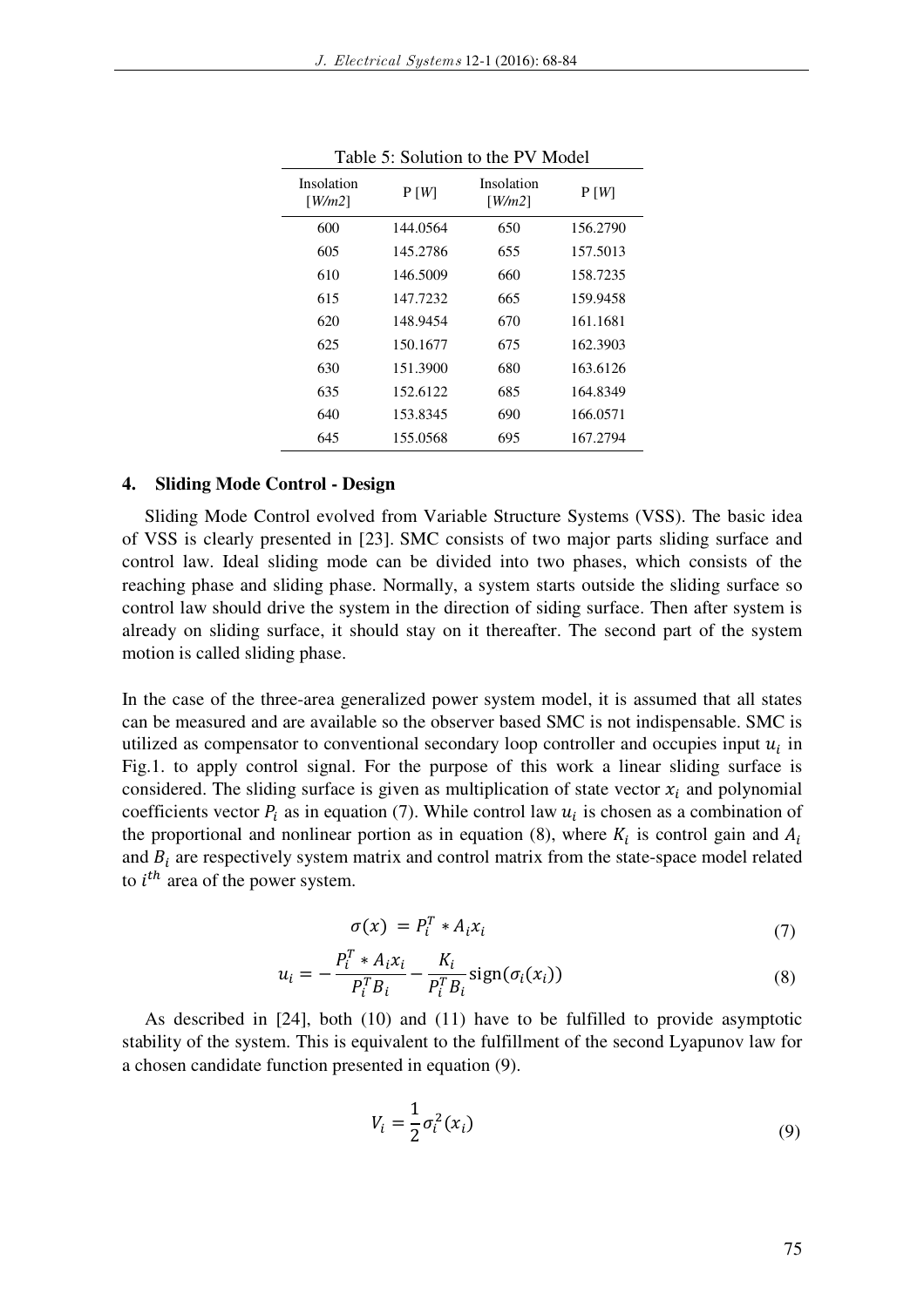Table 5: Solution to the PV Model

| Insolation [W/m2] | P [W] | Insolation [W/m2] | P [W] |
|---|---|---|---|
| 600 | 144.0564 | 650 | 156.2790 |
| 605 | 145.2786 | 655 | 157.5013 |
| 610 | 146.5009 | 660 | 158.7235 |
| 615 | 147.7232 | 665 | 159.9458 |
| 620 | 148.9454 | 670 | 161.1681 |
| 625 | 150.1677 | 675 | 162.3903 |
| 630 | 151.3900 | 680 | 163.6126 |
| 635 | 152.6122 | 685 | 164.8349 |
| 640 | 153.8345 | 690 | 166.0571 |
| 645 | 155.0568 | 695 | 167.2794 |

## 4. Sliding Mode Control - Design

Sliding Mode Control evolved from Variable Structure Systems (VSS). The basic idea of VSS is clearly presented in [23]. SMC consists of two major parts sliding surface and control law. Ideal sliding mode can be divided into two phases, which consists of the reaching phase and sliding phase. Normally, a system starts outside the sliding surface so control law should drive the system in the direction of siding surface. Then after system is already on sliding surface, it should stay on it thereafter. The second part of the system motion is called sliding phase.

In the case of the three-area generalized power system model, it is assumed that all states can be measured and are available so the observer based SMC is not indispensable. SMC is utilized as compensator to conventional secondary loop controller and occupies input $u_i$ in Fig.1. to apply control signal. For the purpose of this work a linear sliding surface is considered. The sliding surface is given as multiplication of state vector $x_i$ and polynomial coefficients vector $P_i$ as in equation (7). While control law $u_i$ is chosen as a combination of the proportional and nonlinear portion as in equation (8), where $K_i$ is control gain and $A_i$ and $B_i$ are respectively system matrix and control matrix from the state-space model related to $i^{th}$ area of the power system.

$$\sigma(x) = P_i^T * A_i x_i \tag{7}$$

$$u_i = -\frac{P_i^T * A_i x_i}{P_i^T B_i} - \frac{K_i}{P_i^T B_i}\text{sign}(\sigma_i(x_i)) \tag{8}$$

As described in [24], both (10) and (11) have to be fulfilled to provide asymptotic stability of the system. This is equivalent to the fulfillment of the second Lyapunov law for a chosen candidate function presented in equation (9).

$$V_i = \frac{1}{2}\sigma_i^2(x_i) \tag{9}$$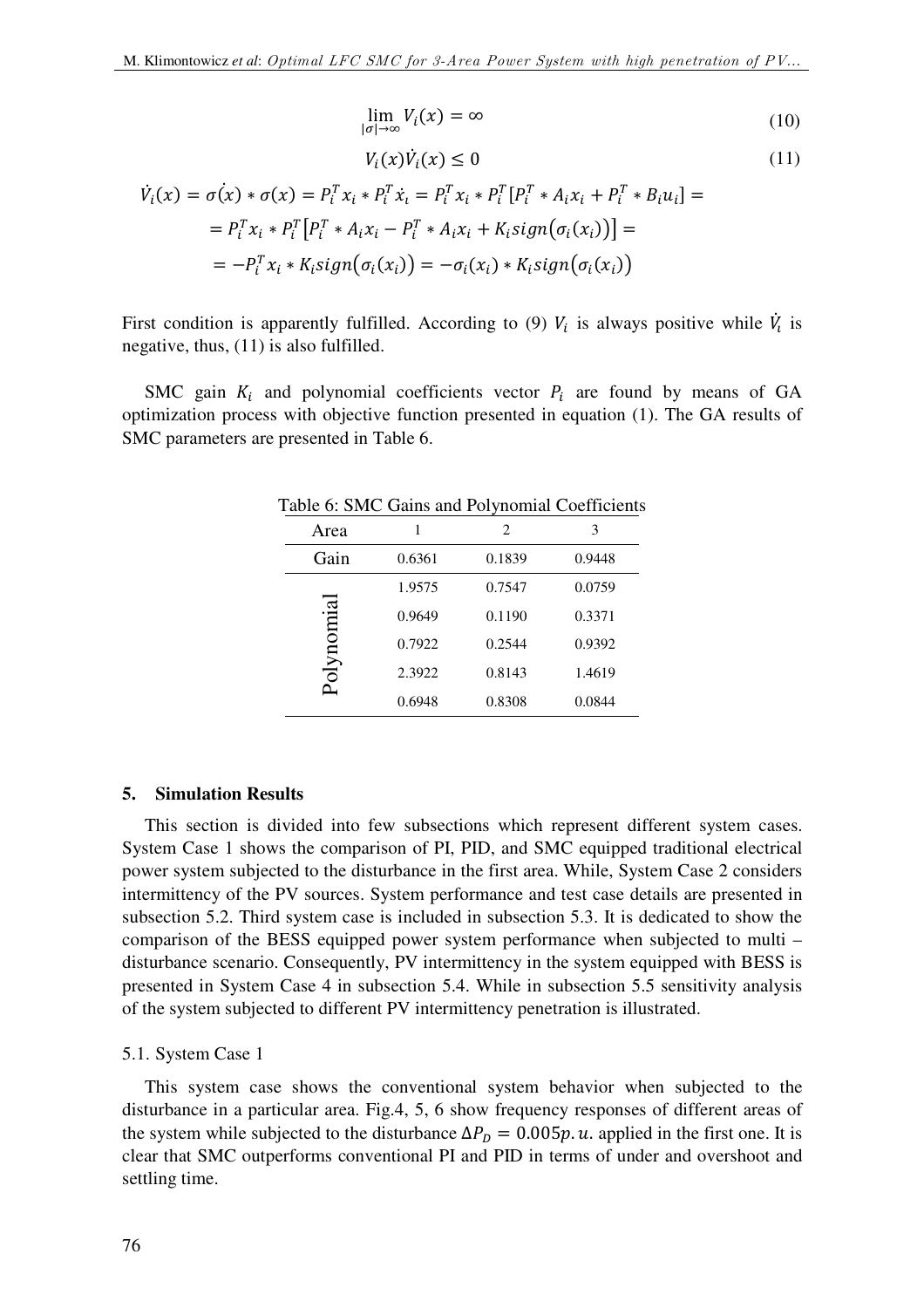$$\lim_{|\sigma|\to\infty} V_i(x) = \infty \tag{10}$$

$$V_i(x)\dot{V}_i(x) \leq 0 \tag{11}$$

$$\dot{V}_i(x) = \dot{\sigma(x)} * \sigma(x) = P_i^T x_i * P_i^T \dot{x_i} = P_i^T x_i * P_i^T[P_i^T * A_i x_i + P_i^T * B_i u_i] =$$
$$= P_i^T x_i * P_i^T\left[P_i^T * A_i x_i - P_i^T * A_i x_i + K_i sign(\sigma_i(x_i))\right] =$$
$$= -P_i^T x_i * K_i sign(\sigma_i(x_i)) = -\sigma_i(x_i) * K_i sign(\sigma_i(x_i))$$

First condition is apparently fulfilled. According to (9) $V_i$ is always positive while $\dot{V_i}$ is negative, thus, (11) is also fulfilled.

SMC gain $K_i$ and polynomial coefficients vector $P_i$ are found by means of GA optimization process with objective function presented in equation (1). The GA results of SMC parameters are presented in Table 6.

Table 6: SMC Gains and Polynomial Coefficients

| Area | 1 | 2 | 3 |
|---|---|---|---|
| Gain | 0.6361 | 0.1839 | 0.9448 |
| Polynomial | 1.9575 | 0.7547 | 0.0759 |
| | 0.9649 | 0.1190 | 0.3371 |
| | 0.7922 | 0.2544 | 0.9392 |
| | 2.3922 | 0.8143 | 1.4619 |
| | 0.6948 | 0.8308 | 0.0844 |

## 5. Simulation Results

This section is divided into few subsections which represent different system cases. System Case 1 shows the comparison of PI, PID, and SMC equipped traditional electrical power system subjected to the disturbance in the first area. While, System Case 2 considers intermittency of the PV sources. System performance and test case details are presented in subsection 5.2. Third system case is included in subsection 5.3. It is dedicated to show the comparison of the BESS equipped power system performance when subjected to multi – disturbance scenario. Consequently, PV intermittency in the system equipped with BESS is presented in System Case 4 in subsection 5.4. While in subsection 5.5 sensitivity analysis of the system subjected to different PV intermittency penetration is illustrated.

### 5.1. System Case 1

This system case shows the conventional system behavior when subjected to the disturbance in a particular area. Fig.4, 5, 6 show frequency responses of different areas of the system while subjected to the disturbance $\Delta P_D = 0.005p.u.$ applied in the first one. It is clear that SMC outperforms conventional PI and PID in terms of under and overshoot and settling time.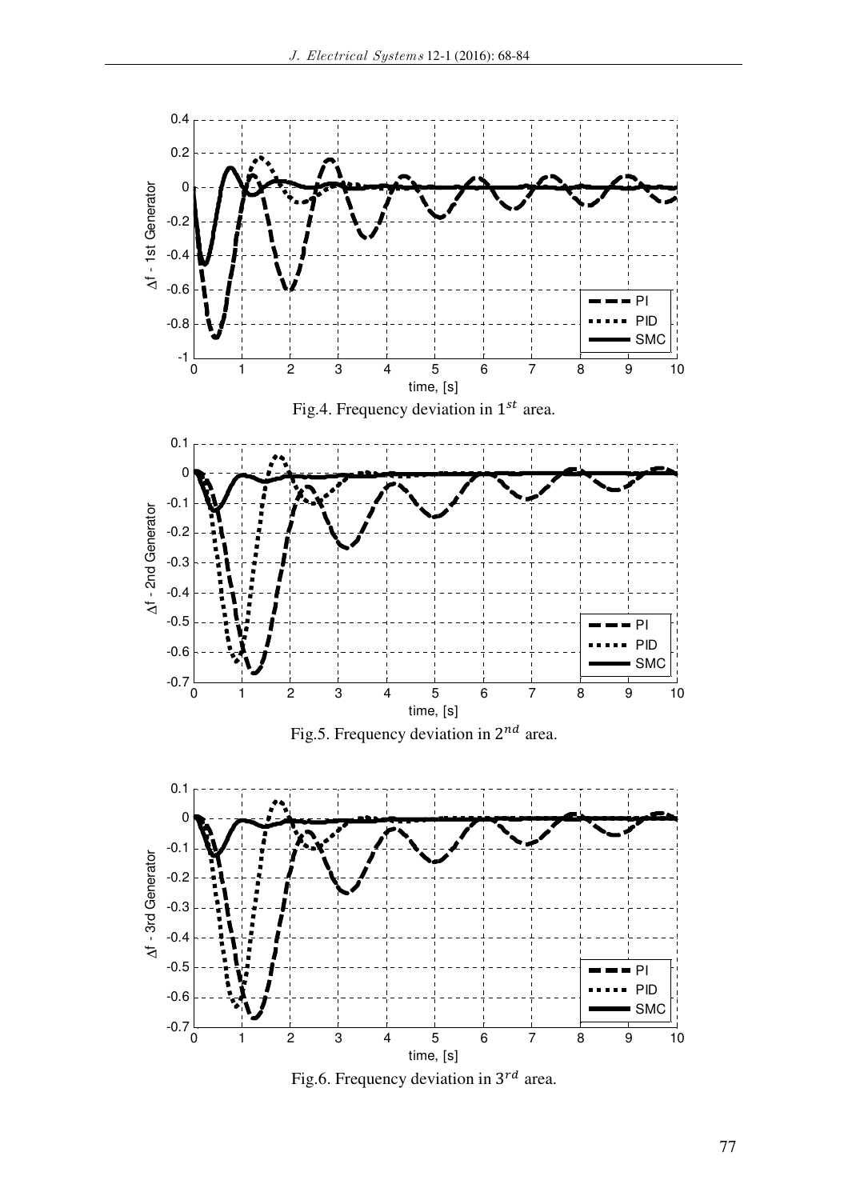Fig.4. Frequency deviation in $1^{st}$ area.

Fig.5. Frequency deviation in $2^{nd}$ area.

Fig.6. Frequency deviation in $3^{rd}$ area.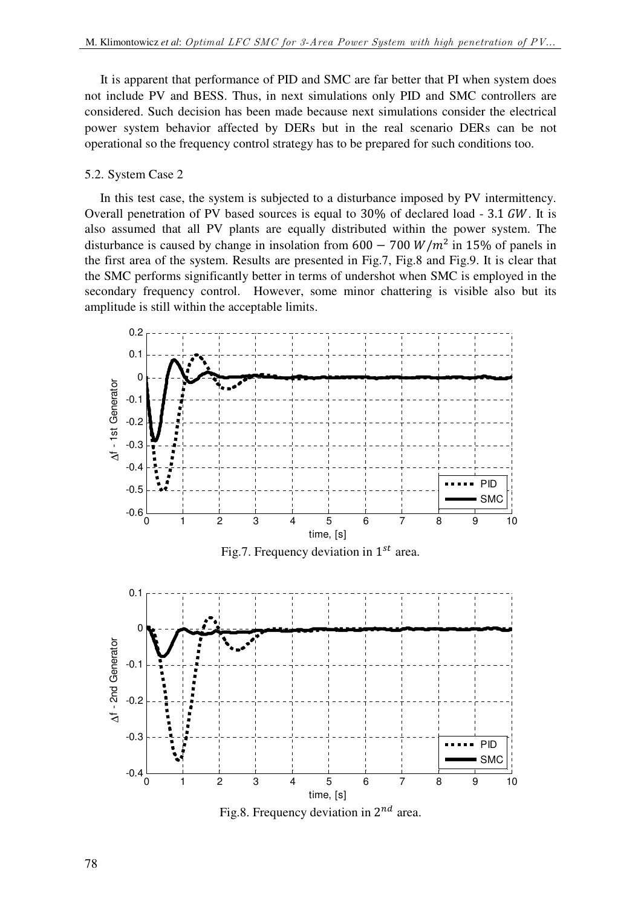It is apparent that performance of PID and SMC are far better that PI when system does not include PV and BESS. Thus, in next simulations only PID and SMC controllers are considered. Such decision has been made because next simulations consider the electrical power system behavior affected by DERs but in the real scenario DERs can be not operational so the frequency control strategy has to be prepared for such conditions too.

### 5.2. System Case 2

In this test case, the system is subjected to a disturbance imposed by PV intermittency. Overall penetration of PV based sources is equal to 30% of declared load - 3.1 $GW$. It is also assumed that all PV plants are equally distributed within the power system. The disturbance is caused by change in insolation from $600 - 700\ W/m^2$ in 15% of panels in the first area of the system. Results are presented in Fig.7, Fig.8 and Fig.9. It is clear that the SMC performs significantly better in terms of undershot when SMC is employed in the secondary frequency control. However, some minor chattering is visible also but its amplitude is still within the acceptable limits.

Fig.7. Frequency deviation in $1^{st}$ area.

Fig.8. Frequency deviation in $2^{nd}$ area.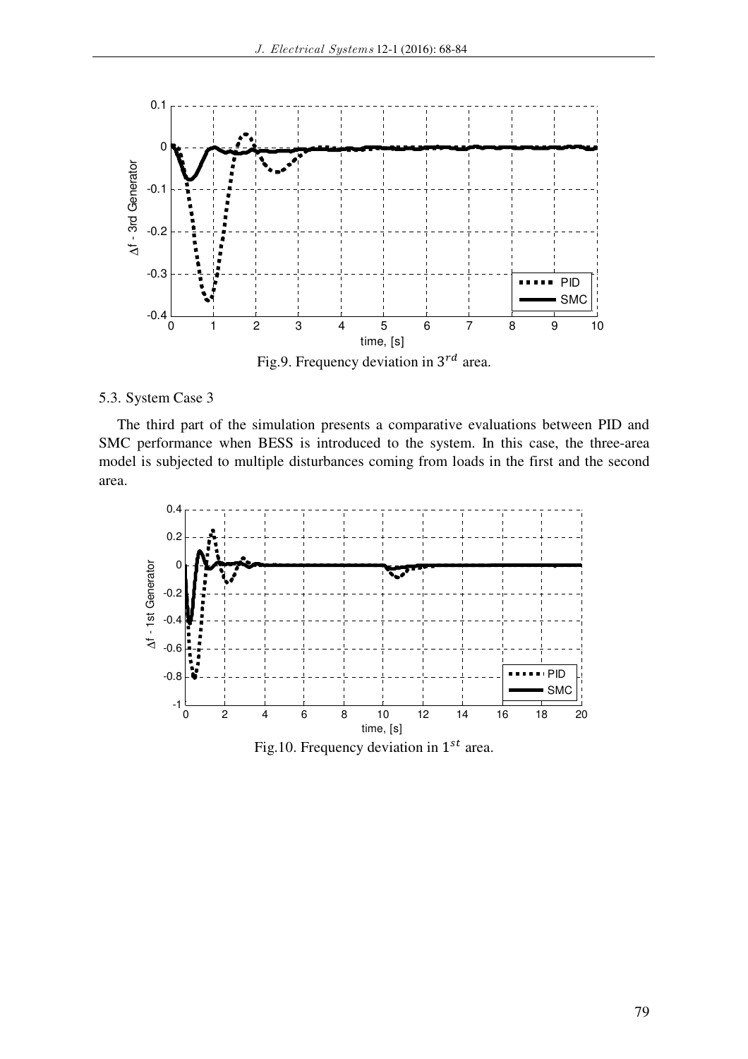Fig.9. Frequency deviation in $3^{rd}$ area.

5.3. System Case 3

The third part of the simulation presents a comparative evaluations between PID and SMC performance when BESS is introduced to the system. In this case, the three-area model is subjected to multiple disturbances coming from loads in the first and the second area.

Fig.10. Frequency deviation in $1^{st}$ area.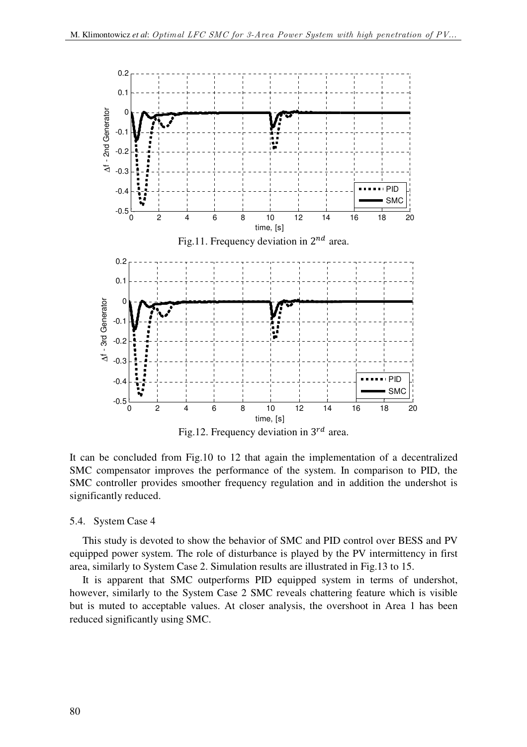Fig.11. Frequency deviation in $2^{nd}$ area.

Fig.12. Frequency deviation in $3^{rd}$ area.

It can be concluded from Fig.10 to 12 that again the implementation of a decentralized SMC compensator improves the performance of the system. In comparison to PID, the SMC controller provides smoother frequency regulation and in addition the undershot is significantly reduced.

### 5.4. System Case 4

This study is devoted to show the behavior of SMC and PID control over BESS and PV equipped power system. The role of disturbance is played by the PV intermittency in first area, similarly to System Case 2. Simulation results are illustrated in Fig.13 to 15.

It is apparent that SMC outperforms PID equipped system in terms of undershot, however, similarly to the System Case 2 SMC reveals chattering feature which is visible but is muted to acceptable values. At closer analysis, the overshoot in Area 1 has been reduced significantly using SMC.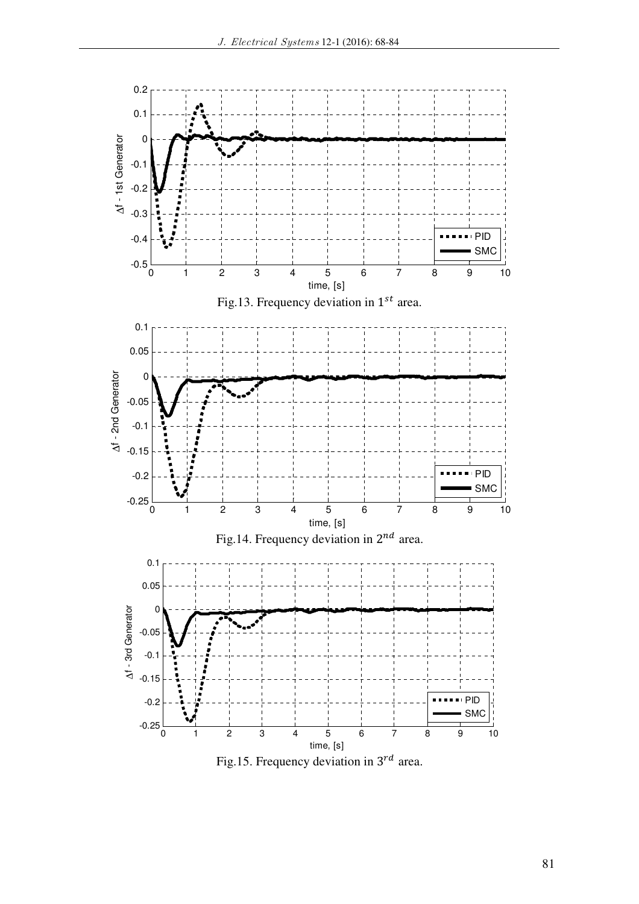Fig.13. Frequency deviation in $1^{st}$ area.

Fig.14. Frequency deviation in $2^{nd}$ area.

Fig.15. Frequency deviation in $3^{rd}$ area.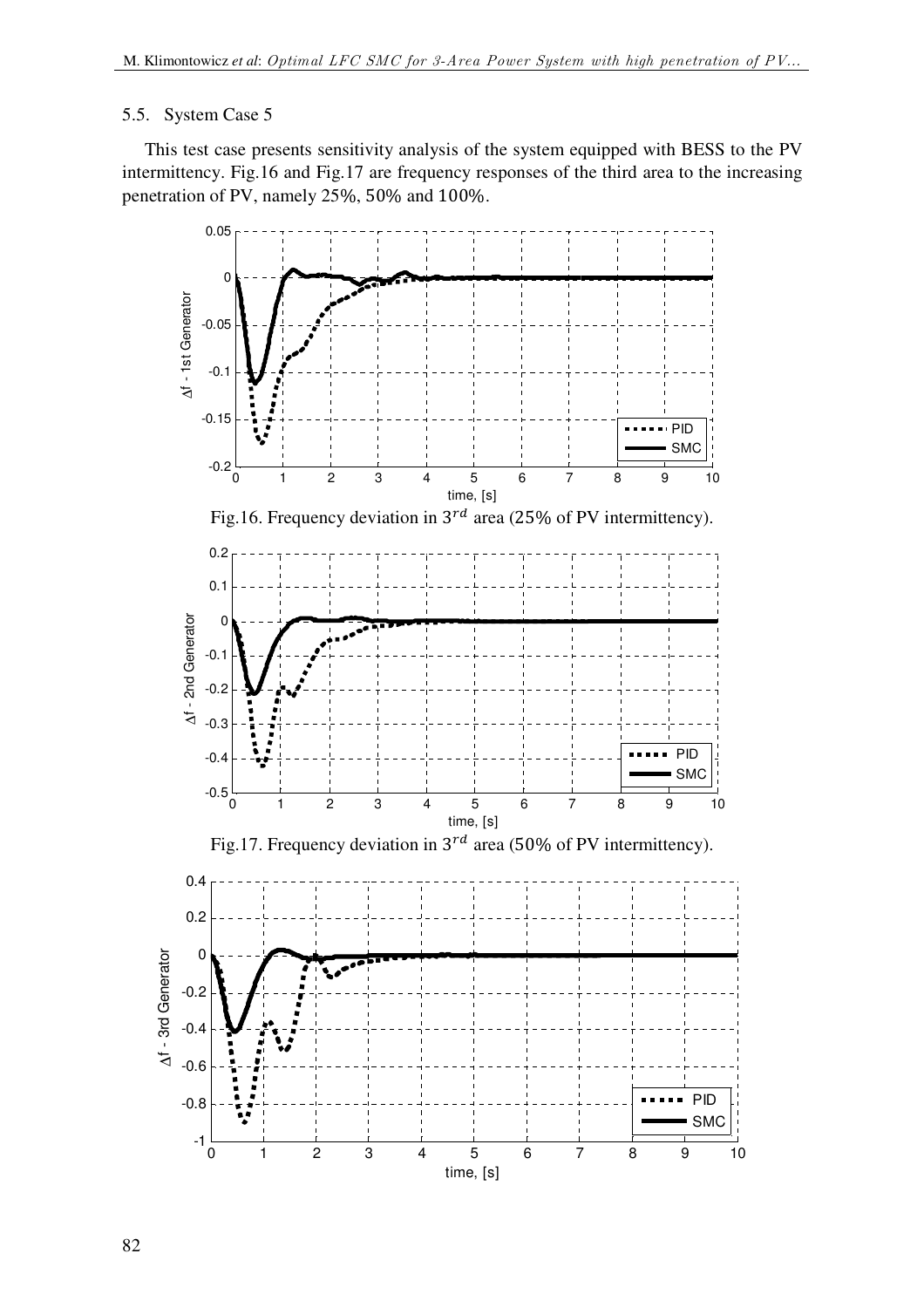### 5.5. System Case 5

This test case presents sensitivity analysis of the system equipped with BESS to the PV intermittency. Fig.16 and Fig.17 are frequency responses of the third area to the increasing penetration of PV, namely 25%, 50% and 100%.

Fig.16. Frequency deviation in $3^{rd}$ area (25% of PV intermittency).

Fig.17. Frequency deviation in $3^{rd}$ area (50% of PV intermittency).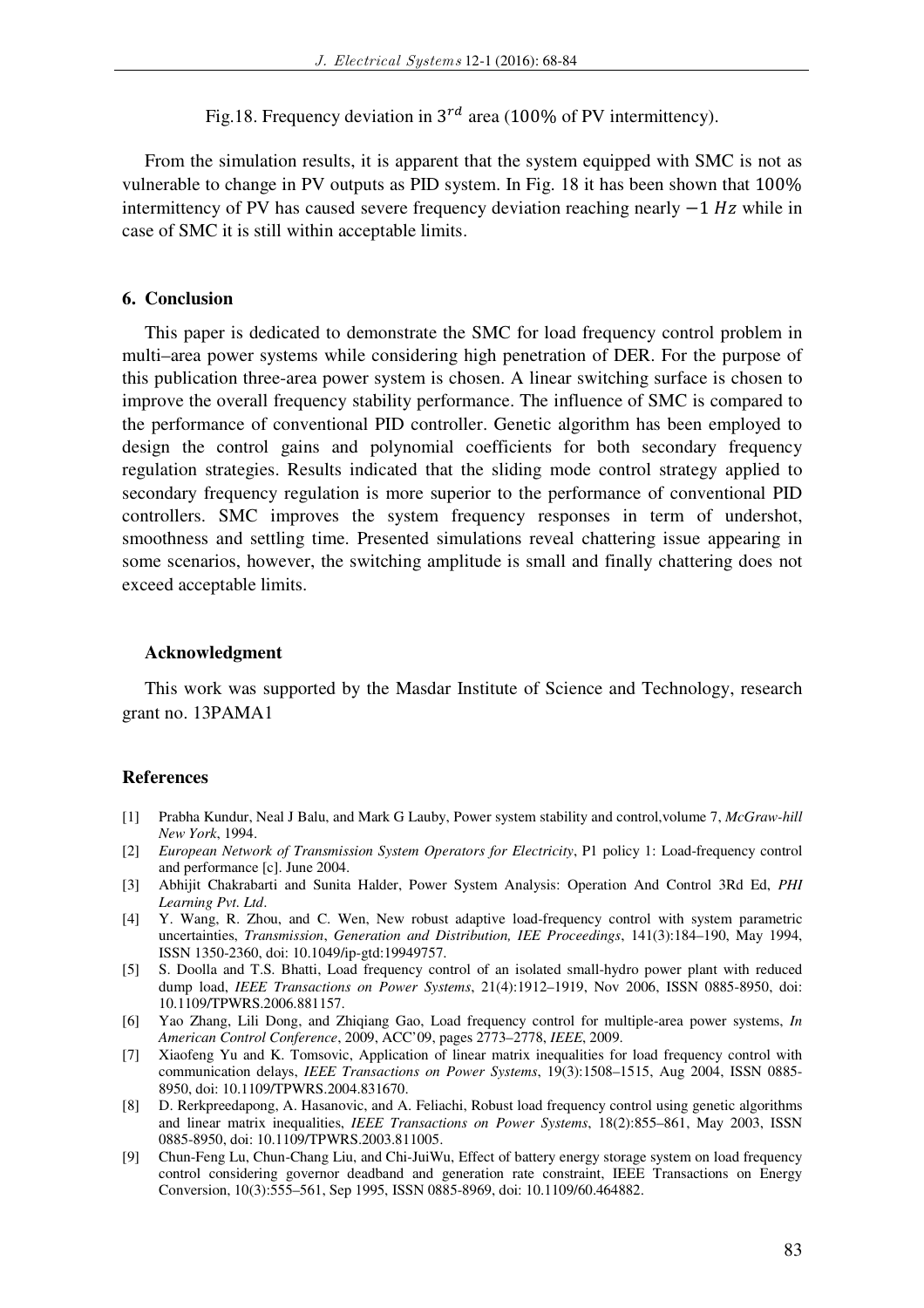Fig.18. Frequency deviation in $3^{rd}$ area ($100\%$ of PV intermittency).

From the simulation results, it is apparent that the system equipped with SMC is not as vulnerable to change in PV outputs as PID system. In Fig. 18 it has been shown that $100\%$ intermittency of PV has caused severe frequency deviation reaching nearly $-1\ Hz$ while in case of SMC it is still within acceptable limits.

## 6. Conclusion

This paper is dedicated to demonstrate the SMC for load frequency control problem in multi–area power systems while considering high penetration of DER. For the purpose of this publication three-area power system is chosen. A linear switching surface is chosen to improve the overall frequency stability performance. The influence of SMC is compared to the performance of conventional PID controller. Genetic algorithm has been employed to design the control gains and polynomial coefficients for both secondary frequency regulation strategies. Results indicated that the sliding mode control strategy applied to secondary frequency regulation is more superior to the performance of conventional PID controllers. SMC improves the system frequency responses in term of undershot, smoothness and settling time. Presented simulations reveal chattering issue appearing in some scenarios, however, the switching amplitude is small and finally chattering does not exceed acceptable limits.

### Acknowledgment

This work was supported by the Masdar Institute of Science and Technology, research grant no. 13PAMA1

## References

[1] Prabha Kundur, Neal J Balu, and Mark G Lauby, Power system stability and control,volume 7, *McGraw-hill New York*, 1994.

[2] *European Network of Transmission System Operators for Electricity*, P1 policy 1: Load-frequency control and performance [c]. June 2004.

[3] Abhijit Chakrabarti and Sunita Halder, Power System Analysis: Operation And Control 3Rd Ed, *PHI Learning Pvt. Ltd*.

[4] Y. Wang, R. Zhou, and C. Wen, New robust adaptive load-frequency control with system parametric uncertainties, *Transmission, Generation and Distribution, IEE Proceedings*, 141(3):184–190, May 1994, ISSN 1350-2360, doi: 10.1049/ip-gtd:19949757.

[5] S. Doolla and T.S. Bhatti, Load frequency control of an isolated small-hydro power plant with reduced dump load, *IEEE Transactions on Power Systems*, 21(4):1912–1919, Nov 2006, ISSN 0885-8950, doi: 10.1109/TPWRS.2006.881157.

[6] Yao Zhang, Lili Dong, and Zhiqiang Gao, Load frequency control for multiple-area power systems, *In American Control Conference*, 2009, ACC'09, pages 2773–2778, *IEEE*, 2009.

[7] Xiaofeng Yu and K. Tomsovic, Application of linear matrix inequalities for load frequency control with communication delays, *IEEE Transactions on Power Systems*, 19(3):1508–1515, Aug 2004, ISSN 0885-8950, doi: 10.1109/TPWRS.2004.831670.

[8] D. Rerkpreedapong, A. Hasanovic, and A. Feliachi, Robust load frequency control using genetic algorithms and linear matrix inequalities, *IEEE Transactions on Power Systems*, 18(2):855–861, May 2003, ISSN 0885-8950, doi: 10.1109/TPWRS.2003.811005.

[9] Chun-Feng Lu, Chun-Chang Liu, and Chi-JuiWu, Effect of battery energy storage system on load frequency control considering governor deadband and generation rate constraint, IEEE Transactions on Energy Conversion, 10(3):555–561, Sep 1995, ISSN 0885-8969, doi: 10.1109/60.464882.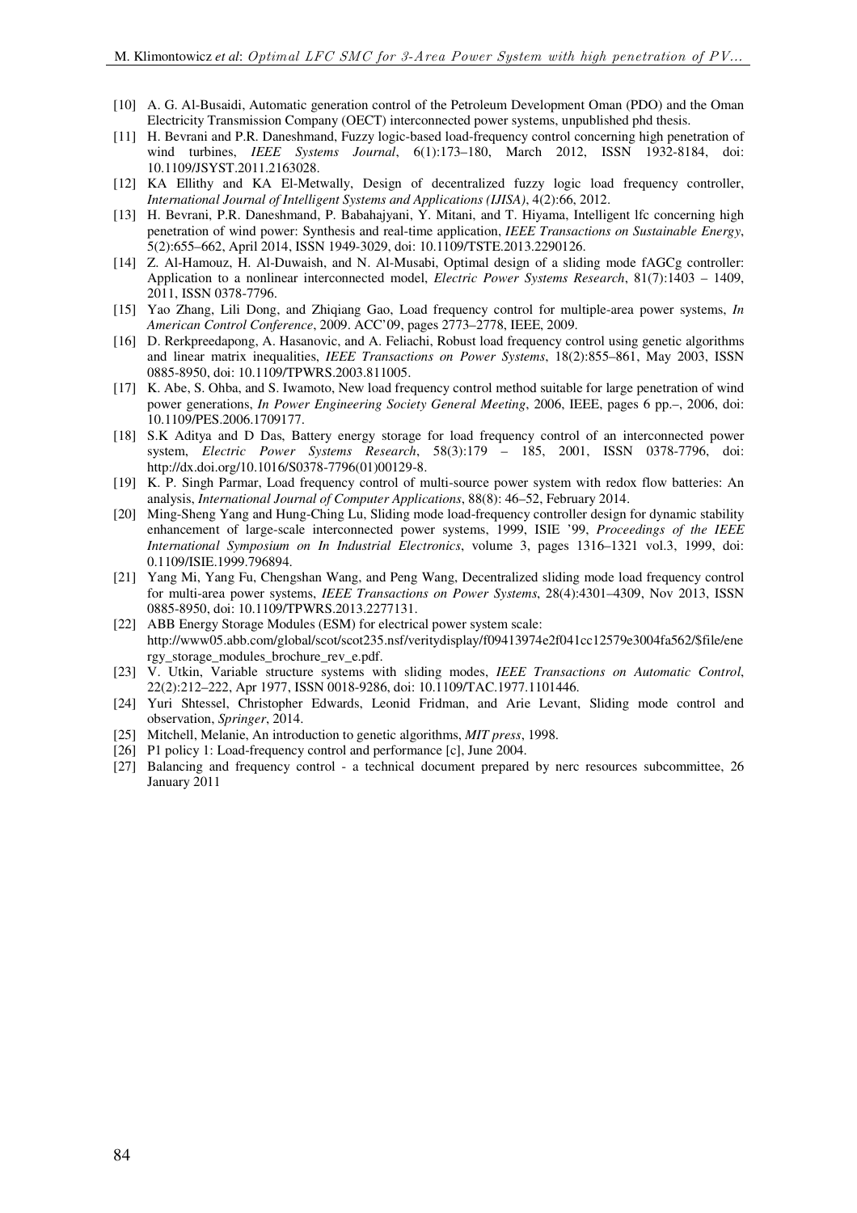[10] A. G. Al-Busaidi, Automatic generation control of the Petroleum Development Oman (PDO) and the Oman Electricity Transmission Company (OECT) interconnected power systems, unpublished phd thesis.

[11] H. Bevrani and P.R. Daneshmand, Fuzzy logic-based load-frequency control concerning high penetration of wind turbines, *IEEE Systems Journal*, 6(1):173–180, March 2012, ISSN 1932-8184, doi: 10.1109/JSYST.2011.2163028.

[12] KA Ellithy and KA El-Metwally, Design of decentralized fuzzy logic load frequency controller, *International Journal of Intelligent Systems and Applications (IJISA)*, 4(2):66, 2012.

[13] H. Bevrani, P.R. Daneshmand, P. Babahajyani, Y. Mitani, and T. Hiyama, Intelligent lfc concerning high penetration of wind power: Synthesis and real-time application, *IEEE Transactions on Sustainable Energy*, 5(2):655–662, April 2014, ISSN 1949-3029, doi: 10.1109/TSTE.2013.2290126.

[14] Z. Al-Hamouz, H. Al-Duwaish, and N. Al-Musabi, Optimal design of a sliding mode fAGCg controller: Application to a nonlinear interconnected model, *Electric Power Systems Research*, 81(7):1403 – 1409, 2011, ISSN 0378-7796.

[15] Yao Zhang, Lili Dong, and Zhiqiang Gao, Load frequency control for multiple-area power systems, *In American Control Conference*, 2009. ACC'09, pages 2773–2778, IEEE, 2009.

[16] D. Rerkpreedapong, A. Hasanovic, and A. Feliachi, Robust load frequency control using genetic algorithms and linear matrix inequalities, *IEEE Transactions on Power Systems*, 18(2):855–861, May 2003, ISSN 0885-8950, doi: 10.1109/TPWRS.2003.811005.

[17] K. Abe, S. Ohba, and S. Iwamoto, New load frequency control method suitable for large penetration of wind power generations, *In Power Engineering Society General Meeting*, 2006, IEEE, pages 6 pp.–, 2006, doi: 10.1109/PES.2006.1709177.

[18] S.K Aditya and D Das, Battery energy storage for load frequency control of an interconnected power system, *Electric Power Systems Research*, 58(3):179 – 185, 2001, ISSN 0378-7796, doi: http://dx.doi.org/10.1016/S0378-7796(01)00129-8.

[19] K. P. Singh Parmar, Load frequency control of multi-source power system with redox flow batteries: An analysis, *International Journal of Computer Applications*, 88(8): 46–52, February 2014.

[20] Ming-Sheng Yang and Hung-Ching Lu, Sliding mode load-frequency controller design for dynamic stability enhancement of large-scale interconnected power systems, 1999, ISIE '99, *Proceedings of the IEEE International Symposium on In Industrial Electronics*, volume 3, pages 1316–1321 vol.3, 1999, doi: 0.1109/ISIE.1999.796894.

[21] Yang Mi, Yang Fu, Chengshan Wang, and Peng Wang, Decentralized sliding mode load frequency control for multi-area power systems, *IEEE Transactions on Power Systems*, 28(4):4301–4309, Nov 2013, ISSN 0885-8950, doi: 10.1109/TPWRS.2013.2277131.

[22] ABB Energy Storage Modules (ESM) for electrical power system scale: http://www05.abb.com/global/scot/scot235.nsf/veritydisplay/f09413974e2f041cc12579e3004fa562/$file/energy_storage_modules_brochure_rev_e.pdf.

[23] V. Utkin, Variable structure systems with sliding modes, *IEEE Transactions on Automatic Control*, 22(2):212–222, Apr 1977, ISSN 0018-9286, doi: 10.1109/TAC.1977.1101446.

[24] Yuri Shtessel, Christopher Edwards, Leonid Fridman, and Arie Levant, Sliding mode control and observation, *Springer*, 2014.

[25] Mitchell, Melanie, An introduction to genetic algorithms, *MIT press*, 1998.

[26] P1 policy 1: Load-frequency control and performance [c], June 2004.

[27] Balancing and frequency control - a technical document prepared by nerc resources subcommittee, 26 January 2011